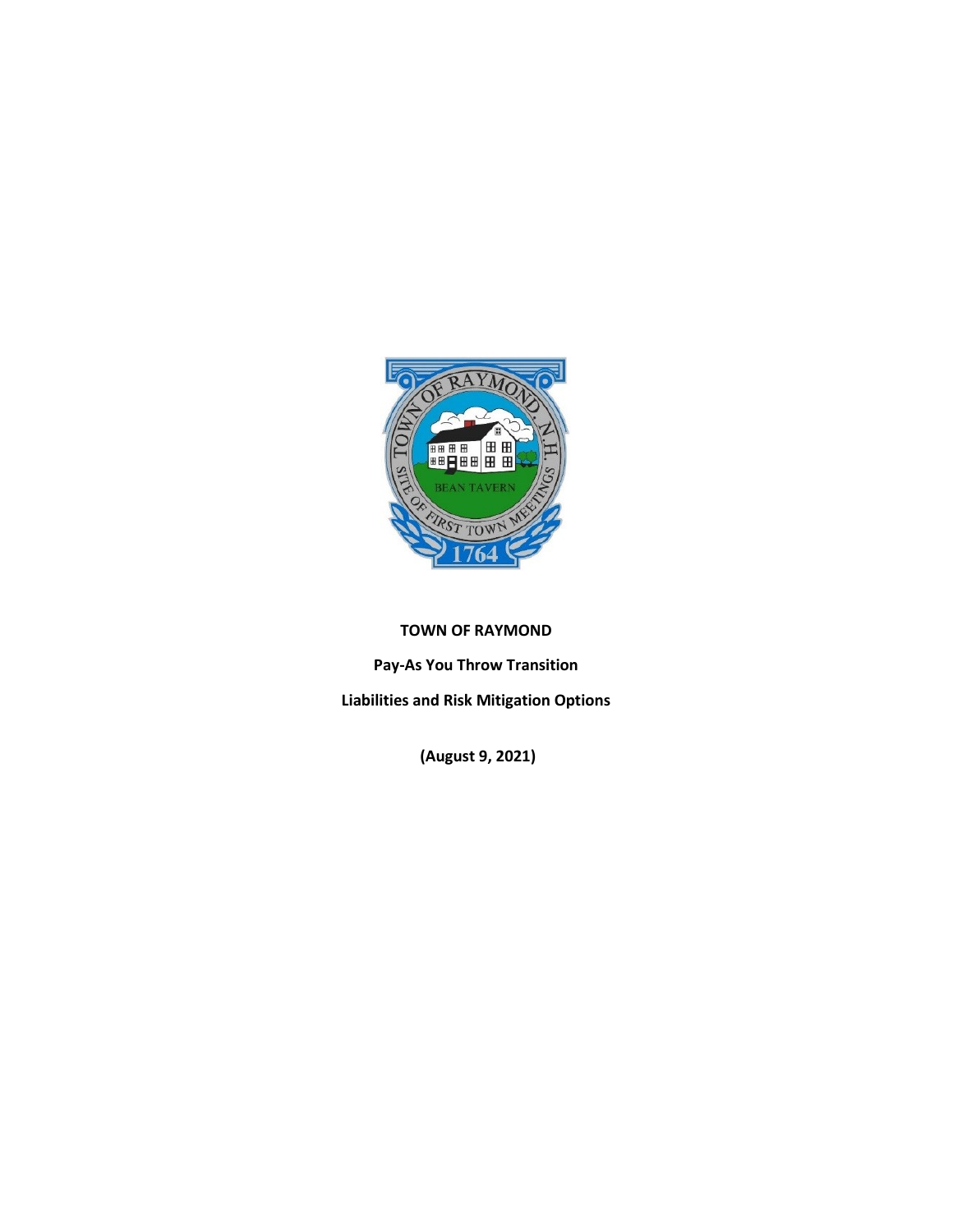**TOWN OF RAYMOND**

**Pay-As You Throw Transition**

**Liabilities and Risk Mitigation Options**

**(August 9, 2021)**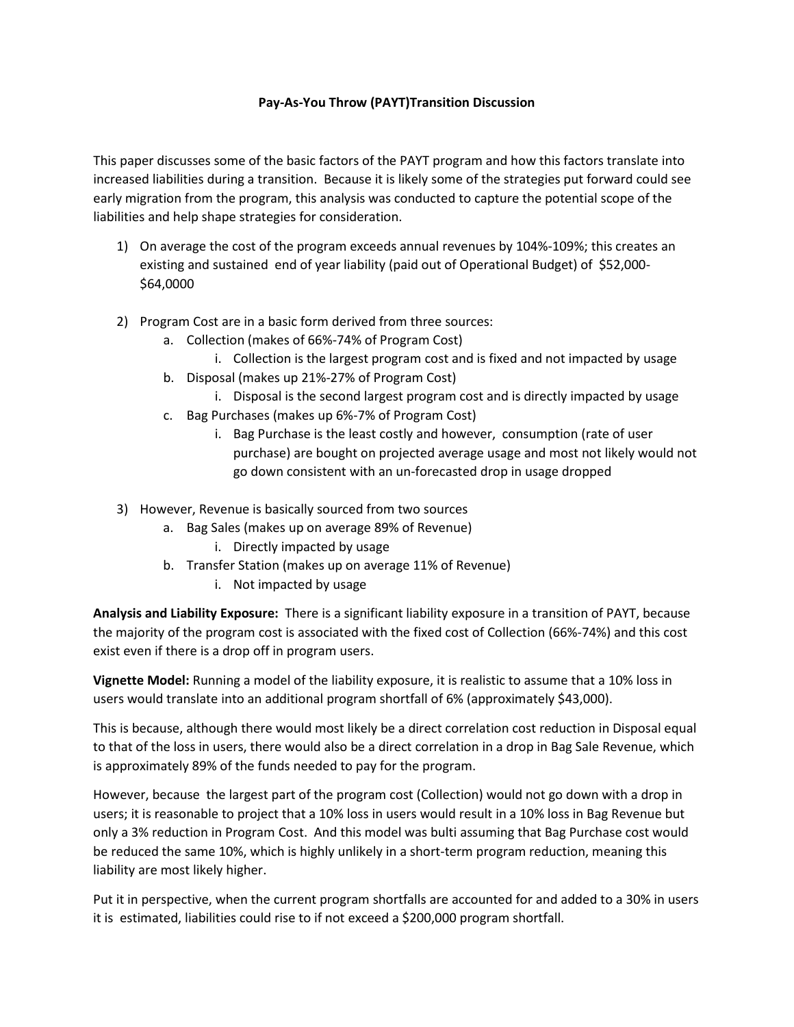**Pay-As-You Throw (PAYT)Transition Discussion**

This paper discusses some of the basic factors of the PAYT program and how this factors translate into increased liabilities during a transition. Because it is likely some of the strategies put forward could see early migration from the program, this analysis was conducted to capture the potential scope of the liabilities and help shape strategies for consideration.

1) On average the cost of the program exceeds annual revenues by 104%-109%; this creates an existing and sustained end of year liability (paid out of Operational Budget) of $52,000-$64,0000

2) Program Cost are in a basic form derived from three sources:
   a. Collection (makes of 66%-74% of Program Cost)
      i. Collection is the largest program cost and is fixed and not impacted by usage
   b. Disposal (makes up 21%-27% of Program Cost)
      i. Disposal is the second largest program cost and is directly impacted by usage
   c. Bag Purchases (makes up 6%-7% of Program Cost)
      i. Bag Purchase is the least costly and however, consumption (rate of user purchase) are bought on projected average usage and most not likely would not go down consistent with an un-forecasted drop in usage dropped

3) However, Revenue is basically sourced from two sources
   a. Bag Sales (makes up on average 89% of Revenue)
      i. Directly impacted by usage
   b. Transfer Station (makes up on average 11% of Revenue)
      i. Not impacted by usage

**Analysis and Liability Exposure:** There is a significant liability exposure in a transition of PAYT, because the majority of the program cost is associated with the fixed cost of Collection (66%-74%) and this cost exist even if there is a drop off in program users.

**Vignette Model:** Running a model of the liability exposure, it is realistic to assume that a 10% loss in users would translate into an additional program shortfall of 6% (approximately $43,000).

This is because, although there would most likely be a direct correlation cost reduction in Disposal equal to that of the loss in users, there would also be a direct correlation in a drop in Bag Sale Revenue, which is approximately 89% of the funds needed to pay for the program.

However, because the largest part of the program cost (Collection) would not go down with a drop in users; it is reasonable to project that a 10% loss in users would result in a 10% loss in Bag Revenue but only a 3% reduction in Program Cost. And this model was bulti assuming that Bag Purchase cost would be reduced the same 10%, which is highly unlikely in a short-term program reduction, meaning this liability are most likely higher.

Put it in perspective, when the current program shortfalls are accounted for and added to a 30% in users it is estimated, liabilities could rise to if not exceed a $200,000 program shortfall.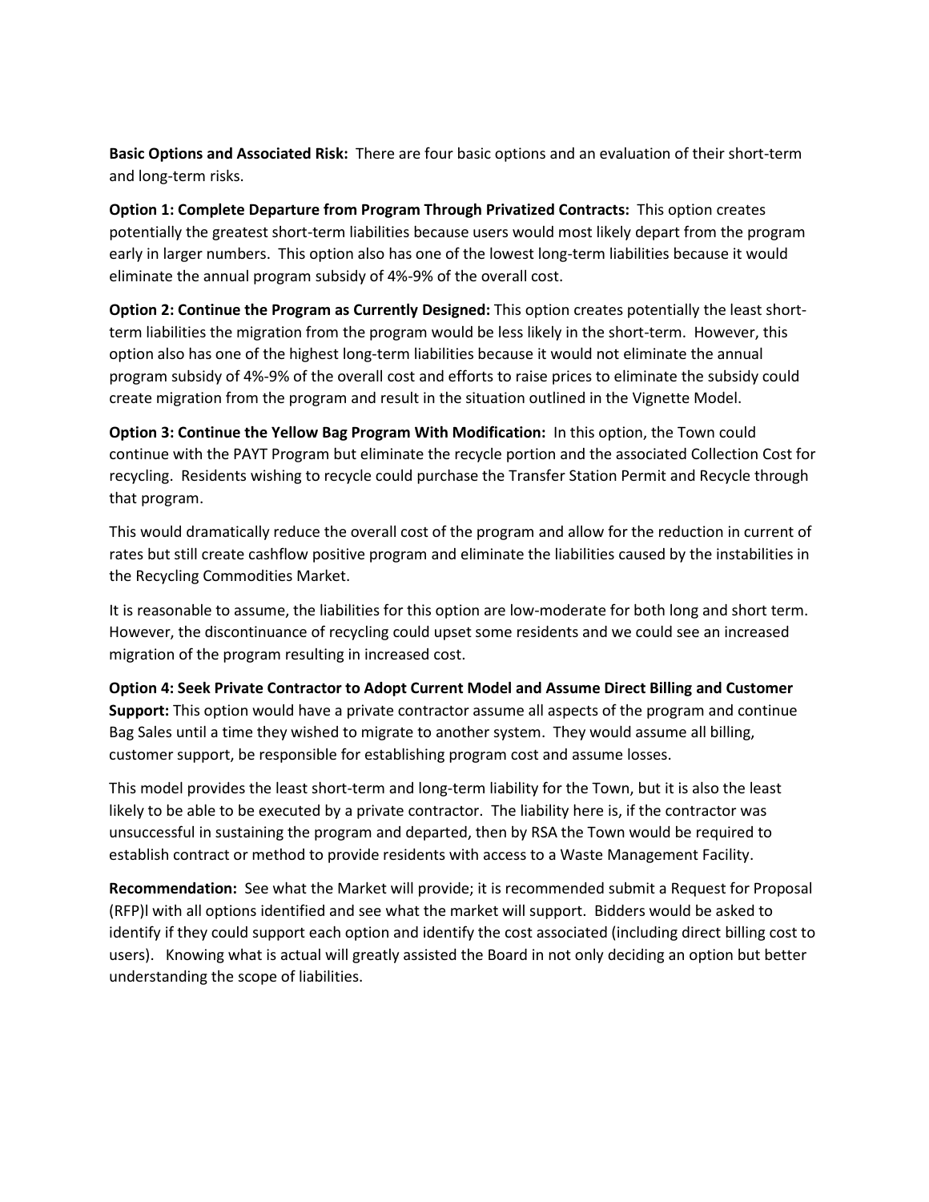**Basic Options and Associated Risk:** There are four basic options and an evaluation of their short-term and long-term risks.

**Option 1: Complete Departure from Program Through Privatized Contracts:** This option creates potentially the greatest short-term liabilities because users would most likely depart from the program early in larger numbers. This option also has one of the lowest long-term liabilities because it would eliminate the annual program subsidy of 4%-9% of the overall cost.

**Option 2: Continue the Program as Currently Designed:** This option creates potentially the least short-term liabilities the migration from the program would be less likely in the short-term. However, this option also has one of the highest long-term liabilities because it would not eliminate the annual program subsidy of 4%-9% of the overall cost and efforts to raise prices to eliminate the subsidy could create migration from the program and result in the situation outlined in the Vignette Model.

**Option 3: Continue the Yellow Bag Program With Modification:** In this option, the Town could continue with the PAYT Program but eliminate the recycle portion and the associated Collection Cost for recycling. Residents wishing to recycle could purchase the Transfer Station Permit and Recycle through that program.

This would dramatically reduce the overall cost of the program and allow for the reduction in current of rates but still create cashflow positive program and eliminate the liabilities caused by the instabilities in the Recycling Commodities Market.

It is reasonable to assume, the liabilities for this option are low-moderate for both long and short term. However, the discontinuance of recycling could upset some residents and we could see an increased migration of the program resulting in increased cost.

**Option 4: Seek Private Contractor to Adopt Current Model and Assume Direct Billing and Customer Support:** This option would have a private contractor assume all aspects of the program and continue Bag Sales until a time they wished to migrate to another system. They would assume all billing, customer support, be responsible for establishing program cost and assume losses.

This model provides the least short-term and long-term liability for the Town, but it is also the least likely to be able to be executed by a private contractor. The liability here is, if the contractor was unsuccessful in sustaining the program and departed, then by RSA the Town would be required to establish contract or method to provide residents with access to a Waste Management Facility.

**Recommendation:** See what the Market will provide; it is recommended submit a Request for Proposal (RFP)l with all options identified and see what the market will support. Bidders would be asked to identify if they could support each option and identify the cost associated (including direct billing cost to users). Knowing what is actual will greatly assisted the Board in not only deciding an option but better understanding the scope of liabilities.